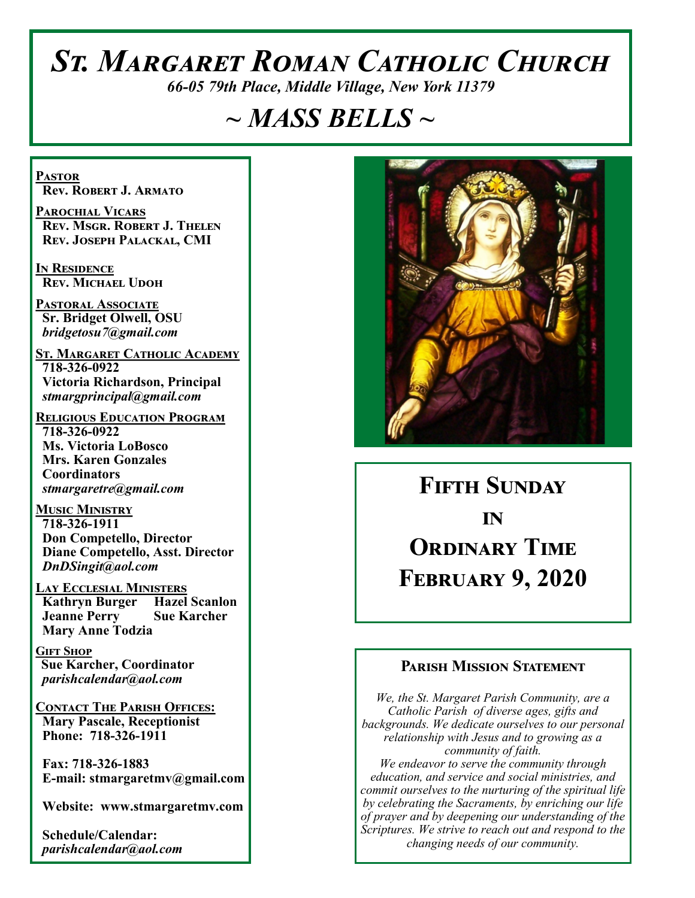# *St. Margaret Roman Catholic Church*

*66-05 79th Place, Middle Village, New York 11379*

# *~ MASS BELLS ~*

**Pastor**
**Rev. Robert J. Armato**

**Parochial Vicars**
**Rev. Msgr. Robert J. Thelen**
**Rev. Joseph Palackal, CMI**

**In Residence**
**Rev. Michael Udoh**

**Pastoral Associate**
**Sr. Bridget Olwell, OSU**
*bridgetosu7@gmail.com*

**St. Margaret Catholic Academy**
**718-326-0922**
**Victoria Richardson, Principal**
*stmargprincipal@gmail.com*

**Religious Education Program**
**718-326-0922**
**Ms. Victoria LoBosco**
**Mrs. Karen Gonzales**
**Coordinators**
*stmargaretre@gmail.com*

**Music Ministry**
**718-326-1911**
**Don Competello, Director**
**Diane Competello, Asst. Director**
*DnDSingit@aol.com*

**Lay Ecclesial Ministers**
**Kathryn Burger**
**Hazel Scanlon**
**Jeanne Perry**
**Sue Karcher**
**Mary Anne Todzia**

**Gift Shop**
**Sue Karcher, Coordinator**
*parishcalendar@aol.com*

**Contact The Parish Offices:**
**Mary Pascale, Receptionist**
**Phone: 718-326-1911**

**Fax: 718-326-1883**
**E-mail: stmargaretmv@gmail.com**

**Website: www.stmargaretmv.com**

**Schedule/Calendar:**
*parishcalendar@aol.com*

## Fifth Sunday in Ordinary Time
## February 9, 2020

### Parish Mission Statement

*We, the St. Margaret Parish Community, are a Catholic Parish of diverse ages, gifts and backgrounds. We dedicate ourselves to our personal relationship with Jesus and to growing as a community of faith.*
*We endeavor to serve the community through education, and service and social ministries, and commit ourselves to the nurturing of the spiritual life by celebrating the Sacraments, by enriching our life of prayer and by deepening our understanding of the Scriptures. We strive to reach out and respond to the changing needs of our community.*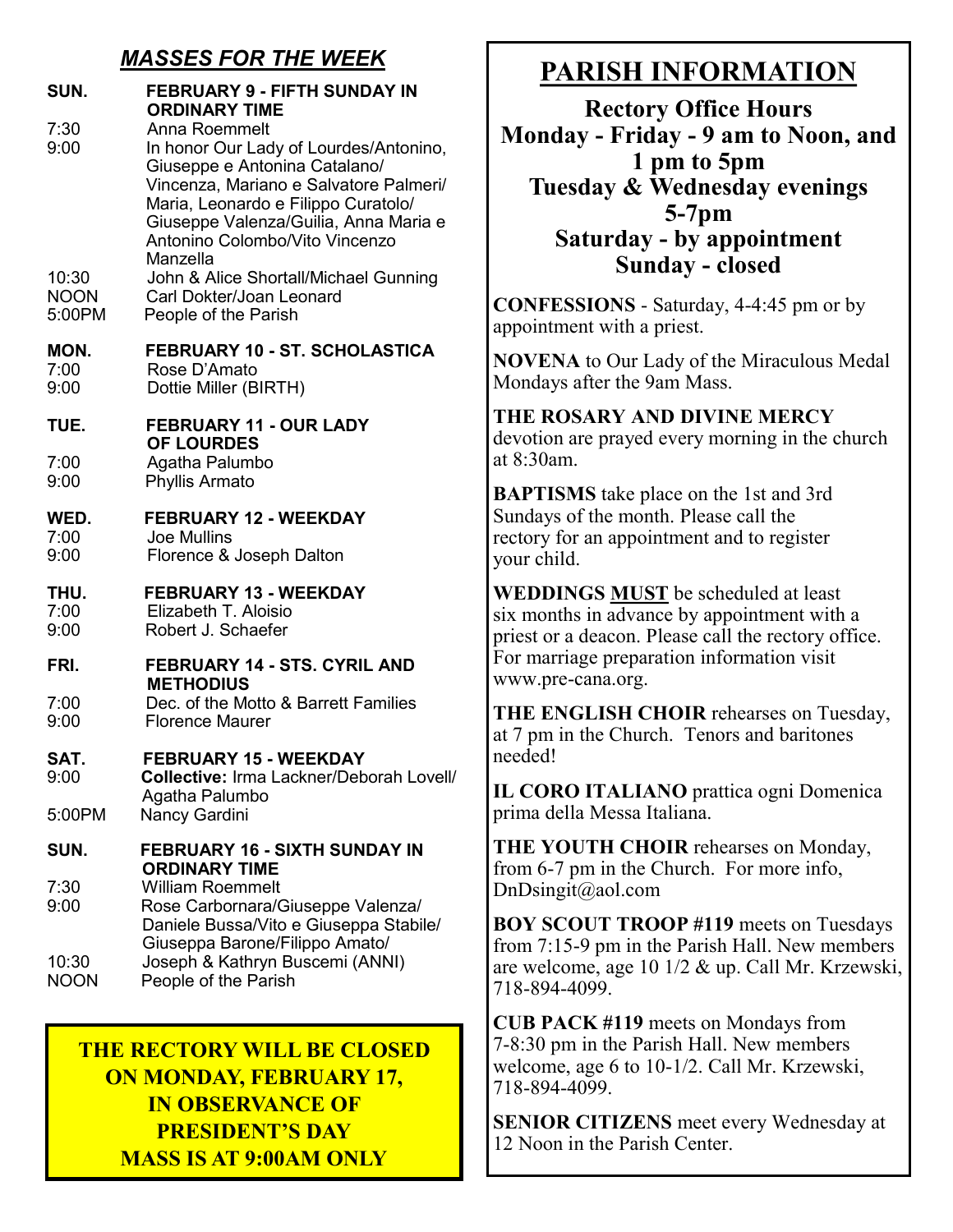## *MASSES FOR THE WEEK*

**SUN. FEBRUARY 9 - FIFTH SUNDAY IN ORDINARY TIME**

- 7:30 Anna Roemmelt
- 9:00 In honor Our Lady of Lourdes/Antonino, Giuseppe e Antonina Catalano/ Vincenza, Mariano e Salvatore Palmeri/ Maria, Leonardo e Filippo Curatolo/ Giuseppe Valenza/Guilia, Anna Maria e Antonino Colombo/Vito Vincenzo Manzella
- 10:30 John & Alice Shortall/Michael Gunning
- NOON Carl Dokter/Joan Leonard
- 5:00PM People of the Parish

**MON. FEBRUARY 10 - ST. SCHOLASTICA**

- 7:00 Rose D'Amato
- 9:00 Dottie Miller (BIRTH)

**TUE. FEBRUARY 11 - OUR LADY OF LOURDES**

- 7:00 Agatha Palumbo
- 9:00 Phyllis Armato

**WED. FEBRUARY 12 - WEEKDAY**

- 7:00 Joe Mullins
- 9:00 Florence & Joseph Dalton

**THU. FEBRUARY 13 - WEEKDAY**

- 7:00 Elizabeth T. Aloisio
- 9:00 Robert J. Schaefer

**FRI. FEBRUARY 14 - STS. CYRIL AND METHODIUS**

- 7:00 Dec. of the Motto & Barrett Families
- 9:00 Florence Maurer

**SAT. FEBRUARY 15 - WEEKDAY**

- 9:00 **Collective:** Irma Lackner/Deborah Lovell/ Agatha Palumbo
- 5:00PM Nancy Gardini

**SUN. FEBRUARY 16 - SIXTH SUNDAY IN ORDINARY TIME**

- 7:30 William Roemmelt
- 9:00 Rose Carbornara/Giuseppe Valenza/ Daniele Bussa/Vito e Giuseppa Stabile/ Giuseppa Barone/Filippo Amato/
- 10:30 Joseph & Kathryn Buscemi (ANNI)
- NOON People of the Parish

**THE RECTORY WILL BE CLOSED ON MONDAY, FEBRUARY 17, IN OBSERVANCE OF PRESIDENT'S DAY MASS IS AT 9:00AM ONLY**

## PARISH INFORMATION

**Rectory Office Hours**
**Monday - Friday - 9 am to Noon, and 1 pm to 5pm**
**Tuesday & Wednesday evenings 5-7pm**
**Saturday - by appointment**
**Sunday - closed**

**CONFESSIONS** - Saturday, 4-4:45 pm or by appointment with a priest.

**NOVENA** to Our Lady of the Miraculous Medal Mondays after the 9am Mass.

**THE ROSARY AND DIVINE MERCY** devotion are prayed every morning in the church at 8:30am.

**BAPTISMS** take place on the 1st and 3rd Sundays of the month. Please call the rectory for an appointment and to register your child.

**WEDDINGS <u>MUST</u>** be scheduled at least six months in advance by appointment with a priest or a deacon. Please call the rectory office. For marriage preparation information visit www.pre-cana.org.

**THE ENGLISH CHOIR** rehearses on Tuesday, at 7 pm in the Church. Tenors and baritones needed!

**IL CORO ITALIANO** prattica ogni Domenica prima della Messa Italiana.

**THE YOUTH CHOIR** rehearses on Monday, from 6-7 pm in the Church. For more info, DnDsingit@aol.com

**BOY SCOUT TROOP #119** meets on Tuesdays from 7:15-9 pm in the Parish Hall. New members are welcome, age 10 1/2 & up. Call Mr. Krzewski, 718-894-4099.

**CUB PACK #119** meets on Mondays from 7-8:30 pm in the Parish Hall. New members welcome, age 6 to 10-1/2. Call Mr. Krzewski, 718-894-4099.

**SENIOR CITIZENS** meet every Wednesday at 12 Noon in the Parish Center.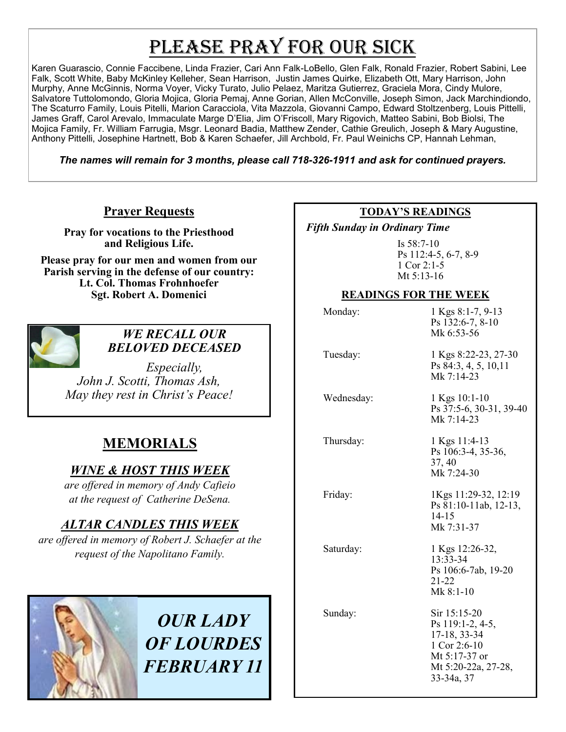# Please Pray for Our Sick

Karen Guarascio, Connie Faccibene, Linda Frazier, Cari Ann Falk-LoBello, Glen Falk, Ronald Frazier, Robert Sabini, Lee Falk, Scott White, Baby McKinley Kelleher, Sean Harrison, Justin James Quirke, Elizabeth Ott, Mary Harrison, John Murphy, Anne McGinnis, Norma Voyer, Vicky Turato, Julio Pelaez, Maritza Gutierrez, Graciela Mora, Cindy Mulore, Salvatore Tuttolomondo, Gloria Mojica, Gloria Pemaj, Anne Gorian, Allen McConville, Joseph Simon, Jack Marchindiondo, The Scaturro Family, Louis Pitelli, Marion Caracciola, Vita Mazzola, Giovanni Campo, Edward Stoltzenberg, Louis Pittelli, James Graff, Carol Arevalo, Immaculate Marge D'Elia, Jim O'Friscoll, Mary Rigovich, Matteo Sabini, Bob Biolsi, The Mojica Family, Fr. William Farrugia, Msgr. Leonard Badia, Matthew Zender, Cathie Greulich, Joseph & Mary Augustine, Anthony Pittelli, Josephine Hartnett, Bob & Karen Schaefer, Jill Archbold, Fr. Paul Weinichs CP, Hannah Lehman,

***The names will remain for 3 months, please call 718-326-1911 and ask for continued prayers.***

## Prayer Requests

**Pray for vocations to the Priesthood and Religious Life.**

**Please pray for our men and women from our Parish serving in the defense of our country:**
**Lt. Col. Thomas Frohnhoefer**
**Sgt. Robert A. Domenici**

### *WE RECALL OUR BELOVED DECEASED*

*Especially,*
*John J. Scotti, Thomas Ash,*
*May they rest in Christ's Peace!*

## MEMORIALS

### *WINE & HOST THIS WEEK*

*are offered in memory of Andy Cafieio at the request of Catherine DeSena.*

### *ALTAR CANDLES THIS WEEK*

*are offered in memory of Robert J. Schaefer at the request of the Napolitano Family.*

***OUR LADY OF LOURDES FEBRUARY 11***

## TODAY'S READINGS

*Fifth Sunday in Ordinary Time*

Is 58:7-10
Ps 112:4-5, 6-7, 8-9
1 Cor 2:1-5
Mt 5:13-16

## READINGS FOR THE WEEK

| Day | Readings |
|---|---|
| Monday: | 1 Kgs 8:1-7, 9-13<br>Ps 132:6-7, 8-10<br>Mk 6:53-56 |
| Tuesday: | 1 Kgs 8:22-23, 27-30<br>Ps 84:3, 4, 5, 10,11<br>Mk 7:14-23 |
| Wednesday: | 1 Kgs 10:1-10<br>Ps 37:5-6, 30-31, 39-40<br>Mk 7:14-23 |
| Thursday: | 1 Kgs 11:4-13<br>Ps 106:3-4, 35-36, 37, 40<br>Mk 7:24-30 |
| Friday: | 1Kgs 11:29-32, 12:19<br>Ps 81:10-11ab, 12-13, 14-15<br>Mk 7:31-37 |
| Saturday: | 1 Kgs 12:26-32, 13:33-34<br>Ps 106:6-7ab, 19-20 21-22<br>Mk 8:1-10 |
| Sunday: | Sir 15:15-20<br>Ps 119:1-2, 4-5, 17-18, 33-34<br>1 Cor 2:6-10<br>Mt 5:17-37 or<br>Mt 5:20-22a, 27-28, 33-34a, 37 |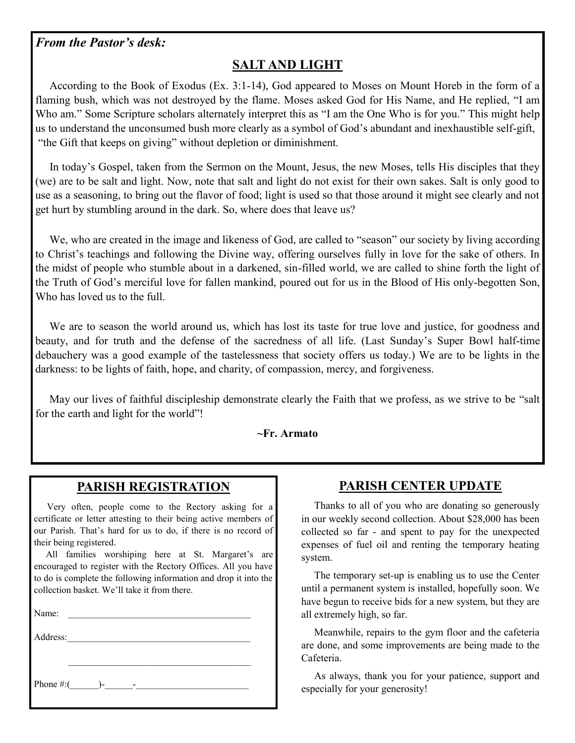*From the Pastor's desk:*

## SALT AND LIGHT

According to the Book of Exodus (Ex. 3:1-14), God appeared to Moses on Mount Horeb in the form of a flaming bush, which was not destroyed by the flame. Moses asked God for His Name, and He replied, "I am Who am." Some Scripture scholars alternately interpret this as "I am the One Who is for you." This might help us to understand the unconsumed bush more clearly as a symbol of God's abundant and inexhaustible self-gift, "the Gift that keeps on giving" without depletion or diminishment.

In today's Gospel, taken from the Sermon on the Mount, Jesus, the new Moses, tells His disciples that they (we) are to be salt and light. Now, note that salt and light do not exist for their own sakes. Salt is only good to use as a seasoning, to bring out the flavor of food; light is used so that those around it might see clearly and not get hurt by stumbling around in the dark. So, where does that leave us?

We, who are created in the image and likeness of God, are called to "season" our society by living according to Christ's teachings and following the Divine way, offering ourselves fully in love for the sake of others. In the midst of people who stumble about in a darkened, sin-filled world, we are called to shine forth the light of the Truth of God's merciful love for fallen mankind, poured out for us in the Blood of His only-begotten Son, Who has loved us to the full.

We are to season the world around us, which has lost its taste for true love and justice, for goodness and beauty, and for truth and the defense of the sacredness of all life. (Last Sunday's Super Bowl half-time debauchery was a good example of the tastelessness that society offers us today.) We are to be lights in the darkness: to be lights of faith, hope, and charity, of compassion, mercy, and forgiveness.

May our lives of faithful discipleship demonstrate clearly the Faith that we profess, as we strive to be "salt for the earth and light for the world"!

**~Fr. Armato**

## PARISH REGISTRATION

Very often, people come to the Rectory asking for a certificate or letter attesting to their being active members of our Parish. That's hard for us to do, if there is no record of their being registered.

All families worshiping here at St. Margaret's are encouraged to register with the Rectory Offices. All you have to do is complete the following information and drop it into the collection basket. We'll take it from there.

Name: ________________________________________

Address:________________________________________

________________________________________

Phone #:(______)-______-________________________

## PARISH CENTER UPDATE

Thanks to all of you who are donating so generously in our weekly second collection. About $28,000 has been collected so far - and spent to pay for the unexpected expenses of fuel oil and renting the temporary heating system.

The temporary set-up is enabling us to use the Center until a permanent system is installed, hopefully soon. We have begun to receive bids for a new system, but they are all extremely high, so far.

Meanwhile, repairs to the gym floor and the cafeteria are done, and some improvements are being made to the Cafeteria.

As always, thank you for your patience, support and especially for your generosity!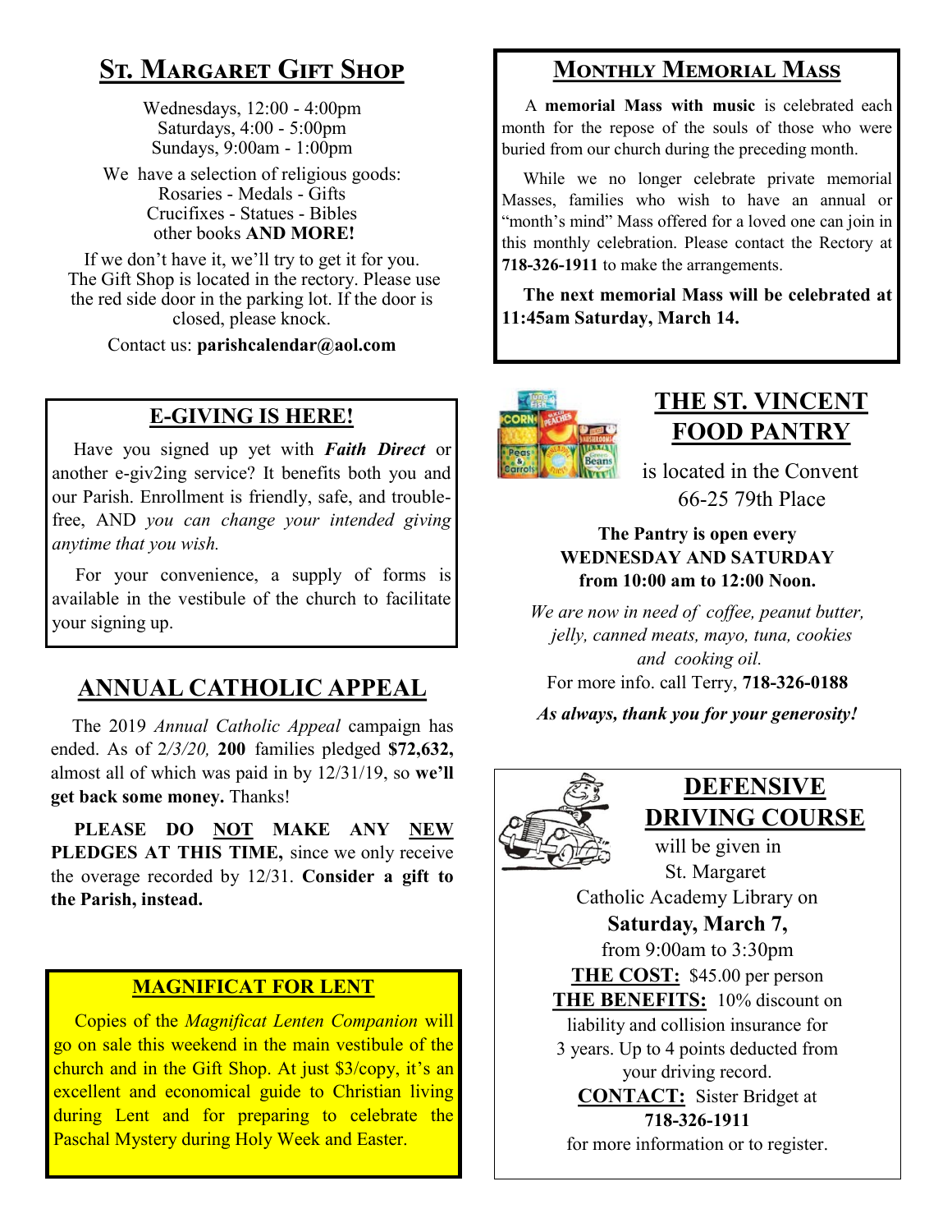## St. Margaret Gift Shop

Wednesdays, 12:00 - 4:00pm
Saturdays, 4:00 - 5:00pm
Sundays, 9:00am - 1:00pm

We have a selection of religious goods:
Rosaries - Medals - Gifts
Crucifixes - Statues - Bibles
other books **AND MORE!**

If we don't have it, we'll try to get it for you. The Gift Shop is located in the rectory. Please use the red side door in the parking lot. If the door is closed, please knock.

Contact us: **parishcalendar@aol.com**

## E-GIVING IS HERE!

Have you signed up yet with ***Faith Direct*** or another e-giv2ing service? It benefits both you and our Parish. Enrollment is friendly, safe, and trouble-free, AND *you can change your intended giving anytime that you wish.*

For your convenience, a supply of forms is available in the vestibule of the church to facilitate your signing up.

## ANNUAL CATHOLIC APPEAL

The 2019 *Annual Catholic Appeal* campaign has ended. As of *2/3/20,* **200** families pledged **$72,632,** almost all of which was paid in by 12/31/19, so **we'll get back some money.** Thanks!

**PLEASE DO NOT MAKE ANY NEW PLEDGES AT THIS TIME,** since we only receive the overage recorded by 12/31. **Consider a gift to the Parish, instead.**

## MAGNIFICAT FOR LENT

Copies of the *Magnificat Lenten Companion* will go on sale this weekend in the main vestibule of the church and in the Gift Shop. At just $3/copy, it's an excellent and economical guide to Christian living during Lent and for preparing to celebrate the Paschal Mystery during Holy Week and Easter.

## Monthly Memorial Mass

A **memorial Mass with music** is celebrated each month for the repose of the souls of those who were buried from our church during the preceding month.

While we no longer celebrate private memorial Masses, families who wish to have an annual or "month's mind" Mass offered for a loved one can join in this monthly celebration. Please contact the Rectory at **718-326-1911** to make the arrangements.

**The next memorial Mass will be celebrated at 11:45am Saturday, March 14.**

## THE ST. VINCENT FOOD PANTRY

is located in the Convent
66-25 79th Place

**The Pantry is open every WEDNESDAY AND SATURDAY from 10:00 am to 12:00 Noon.**

*We are now in need of coffee, peanut butter, jelly, canned meats, mayo, tuna, cookies and cooking oil.*

For more info. call Terry, **718-326-0188**

***As always, thank you for your generosity!***

## DEFENSIVE DRIVING COURSE

will be given in St. Margaret Catholic Academy Library on

**Saturday, March 7,**

from 9:00am to 3:30pm

**THE COST:** $45.00 per person

**THE BENEFITS:** 10% discount on liability and collision insurance for 3 years. Up to 4 points deducted from your driving record.

**CONTACT:** Sister Bridget at **718-326-1911** for more information or to register.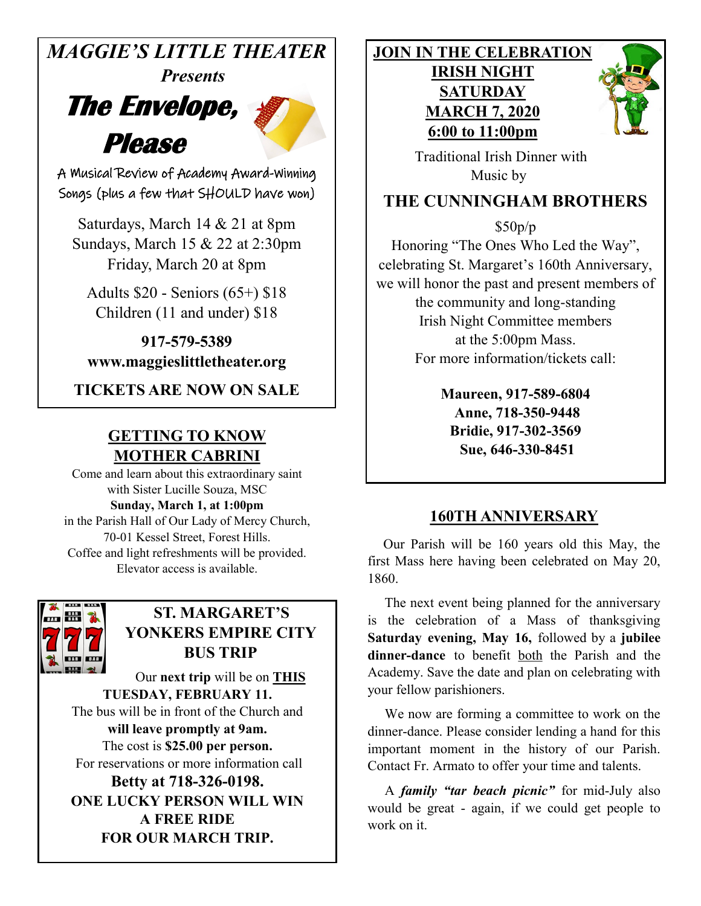## *MAGGIE'S LITTLE THEATER*

*Presents*

# The Envelope, Please

A Musical Review of Academy Award-Winning Songs (plus a few that SHOULD have won)

Saturdays, March 14 & 21 at 8pm
Sundays, March 15 & 22 at 2:30pm
Friday, March 20 at 8pm

Adults $20 - Seniors (65+) $18
Children (11 and under) $18

**917-579-5389**
**www.maggieslittletheater.org**

**TICKETS ARE NOW ON SALE**

## GETTING TO KNOW MOTHER CABRINI

Come and learn about this extraordinary saint with Sister Lucille Souza, MSC
**Sunday, March 1, at 1:00pm**
in the Parish Hall of Our Lady of Mercy Church, 70-01 Kessel Street, Forest Hills.
Coffee and light refreshments will be provided.
Elevator access is available.

## ST. MARGARET'S YONKERS EMPIRE CITY BUS TRIP

Our **next trip** will be on **THIS TUESDAY, FEBRUARY 11.**
The bus will be in front of the Church and **will leave promptly at 9am.**
The cost is **$25.00 per person.**
For reservations or more information call
**Betty at 718-326-0198.**
**ONE LUCKY PERSON WILL WIN A FREE RIDE FOR OUR MARCH TRIP.**

## JOIN IN THE CELEBRATION IRISH NIGHT SATURDAY MARCH 7, 2020 6:00 to 11:00pm

Traditional Irish Dinner with Music by

### THE CUNNINGHAM BROTHERS

$50p/p

Honoring "The Ones Who Led the Way", celebrating St. Margaret's 160th Anniversary, we will honor the past and present members of the community and long-standing Irish Night Committee members at the 5:00pm Mass.
For more information/tickets call:

**Maureen, 917-589-6804**
**Anne, 718-350-9448**
**Bridie, 917-302-3569**
**Sue, 646-330-8451**

## 160TH ANNIVERSARY

Our Parish will be 160 years old this May, the first Mass here having been celebrated on May 20, 1860.

The next event being planned for the anniversary is the celebration of a Mass of thanksgiving **Saturday evening, May 16,** followed by a **jubilee dinner-dance** to benefit both the Parish and the Academy. Save the date and plan on celebrating with your fellow parishioners.

We now are forming a committee to work on the dinner-dance. Please consider lending a hand for this important moment in the history of our Parish. Contact Fr. Armato to offer your time and talents.

A ***family "tar beach picnic"*** for mid-July also would be great - again, if we could get people to work on it.